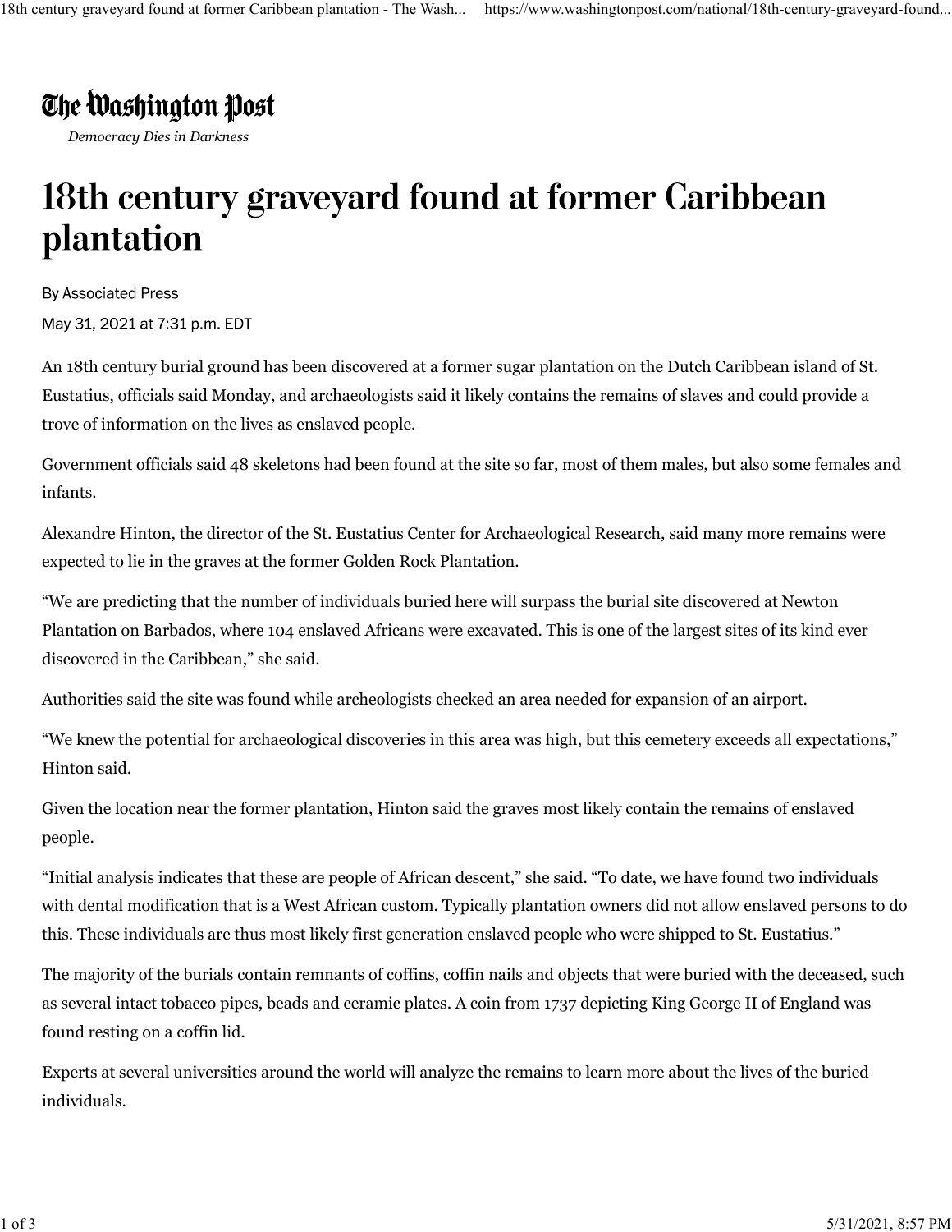The Washington Post

*Democracy Dies in Darkness*

# 18th century graveyard found at former Caribbean plantation

By Associated Press

May 31, 2021 at 7:31 p.m. EDT

An 18th century burial ground has been discovered at a former sugar plantation on the Dutch Caribbean island of St. Eustatius, officials said Monday, and archaeologists said it likely contains the remains of slaves and could provide a trove of information on the lives as enslaved people.

Government officials said 48 skeletons had been found at the site so far, most of them males, but also some females and infants.

Alexandre Hinton, the director of the St. Eustatius Center for Archaeological Research, said many more remains were expected to lie in the graves at the former Golden Rock Plantation.

"We are predicting that the number of individuals buried here will surpass the burial site discovered at Newton Plantation on Barbados, where 104 enslaved Africans were excavated. This is one of the largest sites of its kind ever discovered in the Caribbean," she said.

Authorities said the site was found while archeologists checked an area needed for expansion of an airport.

"We knew the potential for archaeological discoveries in this area was high, but this cemetery exceeds all expectations," Hinton said.

Given the location near the former plantation, Hinton said the graves most likely contain the remains of enslaved people.

"Initial analysis indicates that these are people of African descent," she said. "To date, we have found two individuals with dental modification that is a West African custom. Typically plantation owners did not allow enslaved persons to do this. These individuals are thus most likely first generation enslaved people who were shipped to St. Eustatius."

The majority of the burials contain remnants of coffins, coffin nails and objects that were buried with the deceased, such as several intact tobacco pipes, beads and ceramic plates. A coin from 1737 depicting King George II of England was found resting on a coffin lid.

Experts at several universities around the world will analyze the remains to learn more about the lives of the buried individuals.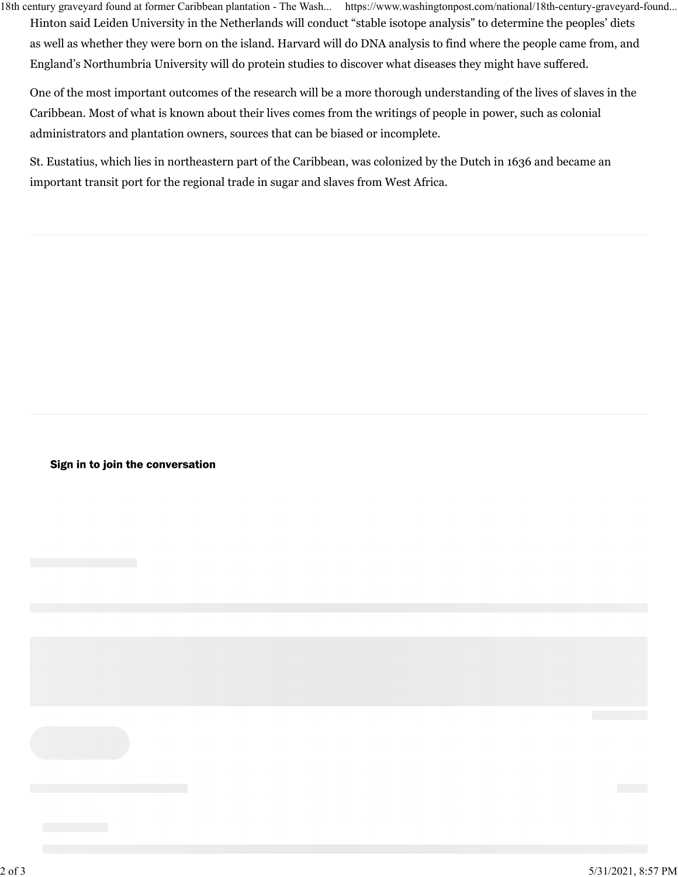Hinton said Leiden University in the Netherlands will conduct "stable isotope analysis" to determine the peoples' diets as well as whether they were born on the island. Harvard will do DNA analysis to find where the people came from, and England's Northumbria University will do protein studies to discover what diseases they might have suffered.

One of the most important outcomes of the research will be a more thorough understanding of the lives of slaves in the Caribbean. Most of what is known about their lives comes from the writings of people in power, such as colonial administrators and plantation owners, sources that can be biased or incomplete.

St. Eustatius, which lies in northeastern part of the Caribbean, was colonized by the Dutch in 1636 and became an important transit port for the regional trade in sugar and slaves from West Africa.

**Sign in to join the conversation**